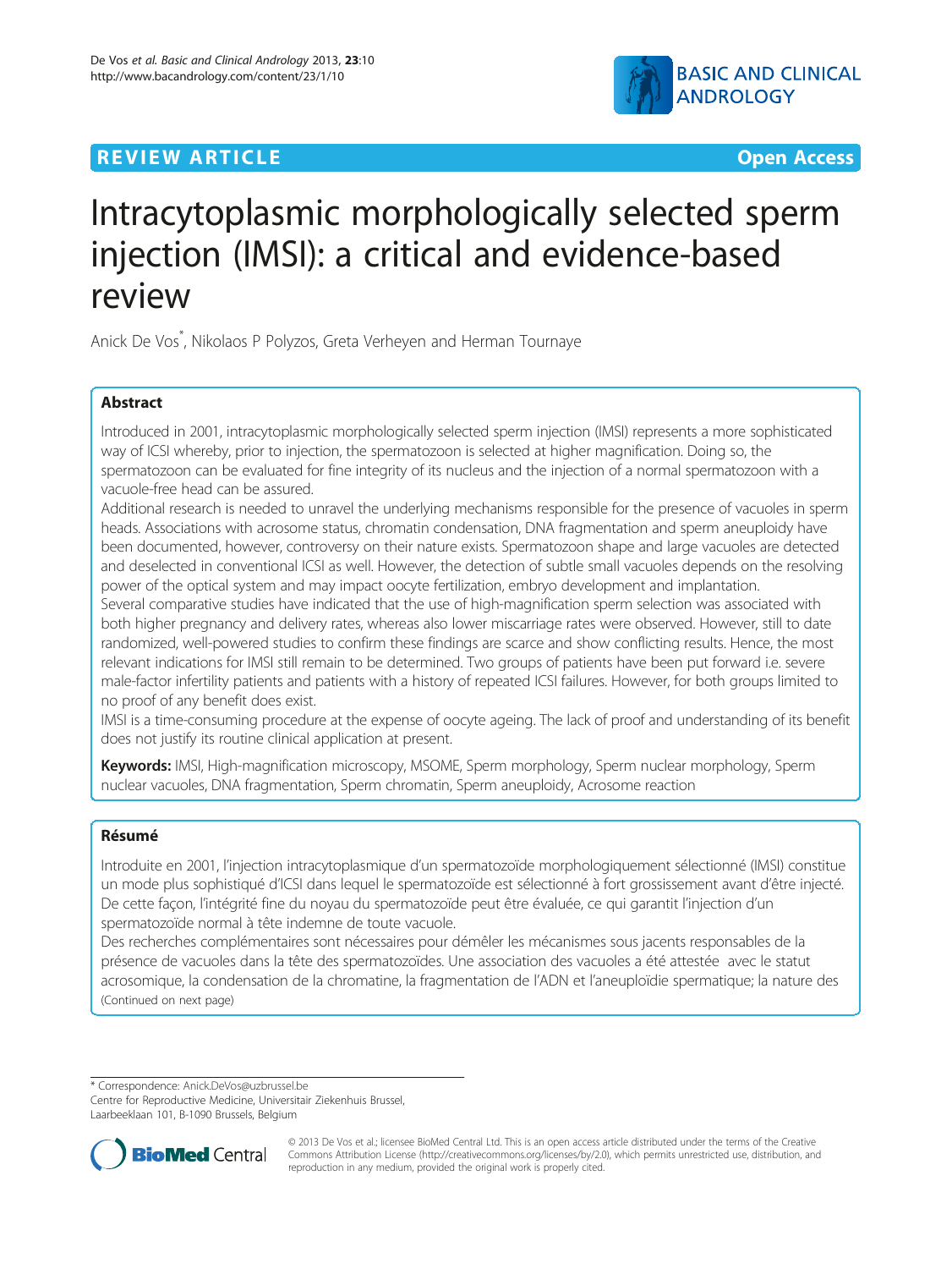**REVIEW ARTICLE** **Open Access**

# Intracytoplasmic morphologically selected sperm injection (IMSI): a critical and evidence-based review

Anick De Vos*, Nikolaos P Polyzos, Greta Verheyen and Herman Tournaye

## Abstract

Introduced in 2001, intracytoplasmic morphologically selected sperm injection (IMSI) represents a more sophisticated way of ICSI whereby, prior to injection, the spermatozoon is selected at higher magnification. Doing so, the spermatozoon can be evaluated for fine integrity of its nucleus and the injection of a normal spermatozoon with a vacuole-free head can be assured.

Additional research is needed to unravel the underlying mechanisms responsible for the presence of vacuoles in sperm heads. Associations with acrosome status, chromatin condensation, DNA fragmentation and sperm aneuploidy have been documented, however, controversy on their nature exists. Spermatozoon shape and large vacuoles are detected and deselected in conventional ICSI as well. However, the detection of subtle small vacuoles depends on the resolving power of the optical system and may impact oocyte fertilization, embryo development and implantation.

Several comparative studies have indicated that the use of high-magnification sperm selection was associated with both higher pregnancy and delivery rates, whereas also lower miscarriage rates were observed. However, still to date randomized, well-powered studies to confirm these findings are scarce and show conflicting results. Hence, the most relevant indications for IMSI still remain to be determined. Two groups of patients have been put forward i.e. severe male-factor infertility patients and patients with a history of repeated ICSI failures. However, for both groups limited to no proof of any benefit does exist.

IMSI is a time-consuming procedure at the expense of oocyte ageing. The lack of proof and understanding of its benefit does not justify its routine clinical application at present.

**Keywords:** IMSI, High-magnification microscopy, MSOME, Sperm morphology, Sperm nuclear morphology, Sperm nuclear vacuoles, DNA fragmentation, Sperm chromatin, Sperm aneuploidy, Acrosome reaction

## Résumé

Introduite en 2001, l'injection intracytoplasmique d'un spermatozoïde morphologiquement sélectionné (IMSI) constitue un mode plus sophistiqué d'ICSI dans lequel le spermatozoïde est sélectionné à fort grossissement avant d'être injecté. De cette façon, l'intégrité fine du noyau du spermatozoïde peut être évaluée, ce qui garantit l'injection d'un spermatozoïde normal à tête indemne de toute vacuole.

Des recherches complémentaires sont nécessaires pour démêler les mécanismes sous jacents responsables de la présence de vacuoles dans la tête des spermatozoïdes. Une association des vacuoles a été attestée avec le statut acrosomique, la condensation de la chromatine, la fragmentation de l'ADN et l'aneuploïdie spermatique; la nature des

(Continued on next page)

---

* Correspondence: Anick.DeVos@uzbrussel.be
Centre for Reproductive Medicine, Universitair Ziekenhuis Brussel, Laarbeeklaan 101, B-1090 Brussels, Belgium

© 2013 De Vos et al.; licensee BioMed Central Ltd. This is an open access article distributed under the terms of the Creative Commons Attribution License (http://creativecommons.org/licenses/by/2.0), which permits unrestricted use, distribution, and reproduction in any medium, provided the original work is properly cited.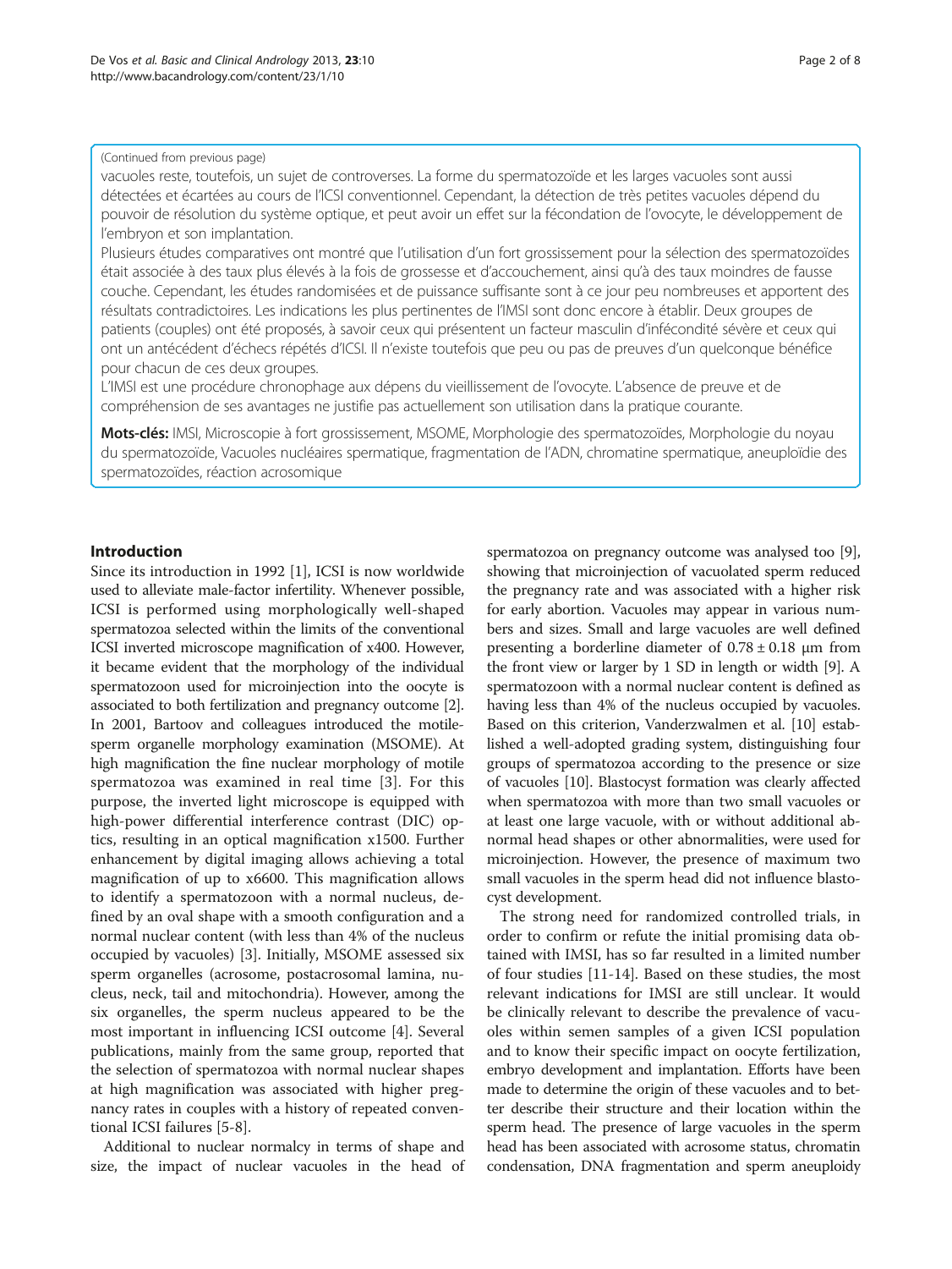(Continued from previous page)

vacuoles reste, toutefois, un sujet de controverses. La forme du spermatozoïde et les larges vacuoles sont aussi détectées et écartées au cours de l'ICSI conventionnel. Cependant, la détection de très petites vacuoles dépend du pouvoir de résolution du système optique, et peut avoir un effet sur la fécondation de l'ovocyte, le développement de l'embryon et son implantation.

Plusieurs études comparatives ont montré que l'utilisation d'un fort grossissement pour la sélection des spermatozoïdes était associée à des taux plus élevés à la fois de grossesse et d'accouchement, ainsi qu'à des taux moindres de fausse couche. Cependant, les études randomisées et de puissance suffisante sont à ce jour peu nombreuses et apportent des résultats contradictoires. Les indications les plus pertinentes de l'IMSI sont donc encore à établir. Deux groupes de patients (couples) ont été proposés, à savoir ceux qui présentent un facteur masculin d'infécondité sévère et ceux qui ont un antécédent d'échecs répétés d'ICSI. Il n'existe toutefois que peu ou pas de preuves d'un quelconque bénéfice pour chacun de ces deux groupes.

L'IMSI est une procédure chronophage aux dépens du vieillissement de l'ovocyte. L'absence de preuve et de compréhension de ses avantages ne justifie pas actuellement son utilisation dans la pratique courante.

**Mots-clés:** IMSI, Microscopie à fort grossissement, MSOME, Morphologie des spermatozoïdes, Morphologie du noyau du spermatozoïde, Vacuoles nucléaires spermatique, fragmentation de l'ADN, chromatine spermatique, aneuploïdie des spermatozoïdes, réaction acrosomique

## Introduction

Since its introduction in 1992 [1], ICSI is now worldwide used to alleviate male-factor infertility. Whenever possible, ICSI is performed using morphologically well-shaped spermatozoa selected within the limits of the conventional ICSI inverted microscope magnification of x400. However, it became evident that the morphology of the individual spermatozoon used for microinjection into the oocyte is associated to both fertilization and pregnancy outcome [2]. In 2001, Bartoov and colleagues introduced the motile-sperm organelle morphology examination (MSOME). At high magnification the fine nuclear morphology of motile spermatozoa was examined in real time [3]. For this purpose, the inverted light microscope is equipped with high-power differential interference contrast (DIC) optics, resulting in an optical magnification x1500. Further enhancement by digital imaging allows achieving a total magnification of up to x6600. This magnification allows to identify a spermatozoon with a normal nucleus, defined by an oval shape with a smooth configuration and a normal nuclear content (with less than 4% of the nucleus occupied by vacuoles) [3]. Initially, MSOME assessed six sperm organelles (acrosome, postacrosomal lamina, nucleus, neck, tail and mitochondria). However, among the six organelles, the sperm nucleus appeared to be the most important in influencing ICSI outcome [4]. Several publications, mainly from the same group, reported that the selection of spermatozoa with normal nuclear shapes at high magnification was associated with higher pregnancy rates in couples with a history of repeated conventional ICSI failures [5-8].

Additional to nuclear normalcy in terms of shape and size, the impact of nuclear vacuoles in the head of spermatozoa on pregnancy outcome was analysed too [9], showing that microinjection of vacuolated sperm reduced the pregnancy rate and was associated with a higher risk for early abortion. Vacuoles may appear in various numbers and sizes. Small and large vacuoles are well defined presenting a borderline diameter of $0.78 \pm 0.18$ µm from the front view or larger by 1 SD in length or width [9]. A spermatozoon with a normal nuclear content is defined as having less than 4% of the nucleus occupied by vacuoles. Based on this criterion, Vanderzwalmen et al. [10] established a well-adopted grading system, distinguishing four groups of spermatozoa according to the presence or size of vacuoles [10]. Blastocyst formation was clearly affected when spermatozoa with more than two small vacuoles or at least one large vacuole, with or without additional abnormal head shapes or other abnormalities, were used for microinjection. However, the presence of maximum two small vacuoles in the sperm head did not influence blastocyst development.

The strong need for randomized controlled trials, in order to confirm or refute the initial promising data obtained with IMSI, has so far resulted in a limited number of four studies [11-14]. Based on these studies, the most relevant indications for IMSI are still unclear. It would be clinically relevant to describe the prevalence of vacuoles within semen samples of a given ICSI population and to know their specific impact on oocyte fertilization, embryo development and implantation. Efforts have been made to determine the origin of these vacuoles and to better describe their structure and their location within the sperm head. The presence of large vacuoles in the sperm head has been associated with acrosome status, chromatin condensation, DNA fragmentation and sperm aneuploidy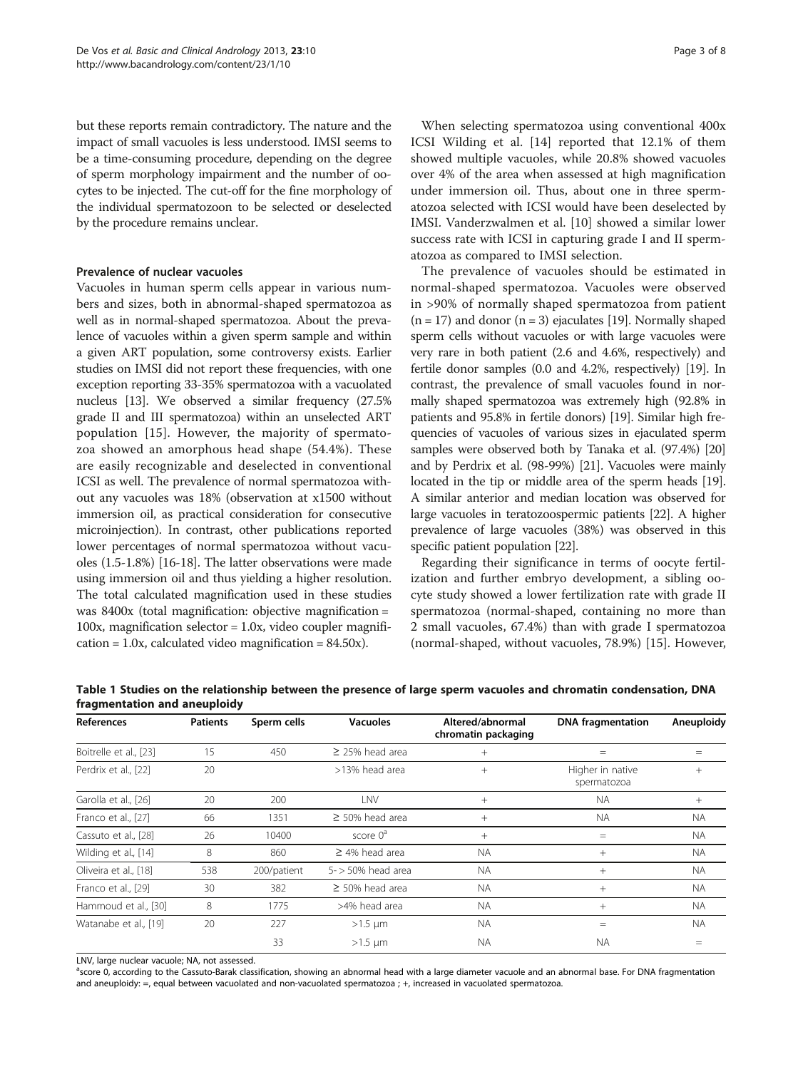but these reports remain contradictory. The nature and the impact of small vacuoles is less understood. IMSI seems to be a time-consuming procedure, depending on the degree of sperm morphology impairment and the number of oocytes to be injected. The cut-off for the fine morphology of the individual spermatozoon to be selected or deselected by the procedure remains unclear.

### Prevalence of nuclear vacuoles

Vacuoles in human sperm cells appear in various numbers and sizes, both in abnormal-shaped spermatozoa as well as in normal-shaped spermatozoa. About the prevalence of vacuoles within a given sperm sample and within a given ART population, some controversy exists. Earlier studies on IMSI did not report these frequencies, with one exception reporting 33-35% spermatozoa with a vacuolated nucleus [13]. We observed a similar frequency (27.5% grade II and III spermatozoa) within an unselected ART population [15]. However, the majority of spermatozoa showed an amorphous head shape (54.4%). These are easily recognizable and deselected in conventional ICSI as well. The prevalence of normal spermatozoa without any vacuoles was 18% (observation at x1500 without immersion oil, as practical consideration for consecutive microinjection). In contrast, other publications reported lower percentages of normal spermatozoa without vacuoles (1.5-1.8%) [16-18]. The latter observations were made using immersion oil and thus yielding a higher resolution. The total calculated magnification used in these studies was 8400x (total magnification: objective magnification = 100x, magnification selector = 1.0x, video coupler magnification = 1.0x, calculated video magnification = 84.50x).

When selecting spermatozoa using conventional 400x ICSI Wilding et al. [14] reported that 12.1% of them showed multiple vacuoles, while 20.8% showed vacuoles over 4% of the area when assessed at high magnification under immersion oil. Thus, about one in three spermatozoa selected with ICSI would have been deselected by IMSI. Vanderzwalmen et al. [10] showed a similar lower success rate with ICSI in capturing grade I and II spermatozoa as compared to IMSI selection.

The prevalence of vacuoles should be estimated in normal-shaped spermatozoa. Vacuoles were observed in >90% of normally shaped spermatozoa from patient (n = 17) and donor (n = 3) ejaculates [19]. Normally shaped sperm cells without vacuoles or with large vacuoles were very rare in both patient (2.6 and 4.6%, respectively) and fertile donor samples (0.0 and 4.2%, respectively) [19]. In contrast, the prevalence of small vacuoles found in normally shaped spermatozoa was extremely high (92.8% in patients and 95.8% in fertile donors) [19]. Similar high frequencies of vacuoles of various sizes in ejaculated sperm samples were observed both by Tanaka et al. (97.4%) [20] and by Perdrix et al. (98-99%) [21]. Vacuoles were mainly located in the tip or middle area of the sperm heads [19]. A similar anterior and median location was observed for large vacuoles in teratozoospermic patients [22]. A higher prevalence of large vacuoles (38%) was observed in this specific patient population [22].

Regarding their significance in terms of oocyte fertilization and further embryo development, a sibling oocyte study showed a lower fertilization rate with grade II spermatozoa (normal-shaped, containing no more than 2 small vacuoles, 67.4%) than with grade I spermatozoa (normal-shaped, without vacuoles, 78.9%) [15]. However,

**Table 1 Studies on the relationship between the presence of large sperm vacuoles and chromatin condensation, DNA fragmentation and aneuploidy**

| References | Patients | Sperm cells | Vacuoles | Altered/abnormal chromatin packaging | DNA fragmentation | Aneuploidy |
|---|---|---|---|---|---|---|
| Boitrelle et al., [23] | 15 | 450 | ≥ 25% head area | + | = | = |
| Perdrix et al., [22] | 20 | | >13% head area | + | Higher in native spermatozoa | + |
| Garolla et al., [26] | 20 | 200 | LNV | + | NA | + |
| Franco et al., [27] | 66 | 1351 | ≥ 50% head area | + | NA | NA |
| Cassuto et al., [28] | 26 | 10400 | score 0[a] | + | = | NA |
| Wilding et al., [14] | 8 | 860 | ≥ 4% head area | NA | + | NA |
| Oliveira et al., [18] | 538 | 200/patient | 5- > 50% head area | NA | + | NA |
| Franco et al., [29] | 30 | 382 | ≥ 50% head area | NA | + | NA |
| Hammoud et al., [30] | 8 | 1775 | >4% head area | NA | + | NA |
| Watanabe et al., [19] | 20 | 227 | >1.5 μm | NA | = | NA |
| | | 33 | >1.5 μm | NA | NA | = |

LNV, large nuclear vacuole; NA, not assessed.
[a]score 0, according to the Cassuto-Barak classification, showing an abnormal head with a large diameter vacuole and an abnormal base. For DNA fragmentation and aneuploidy: =, equal between vacuolated and non-vacuolated spermatozoa ; +, increased in vacuolated spermatozoa.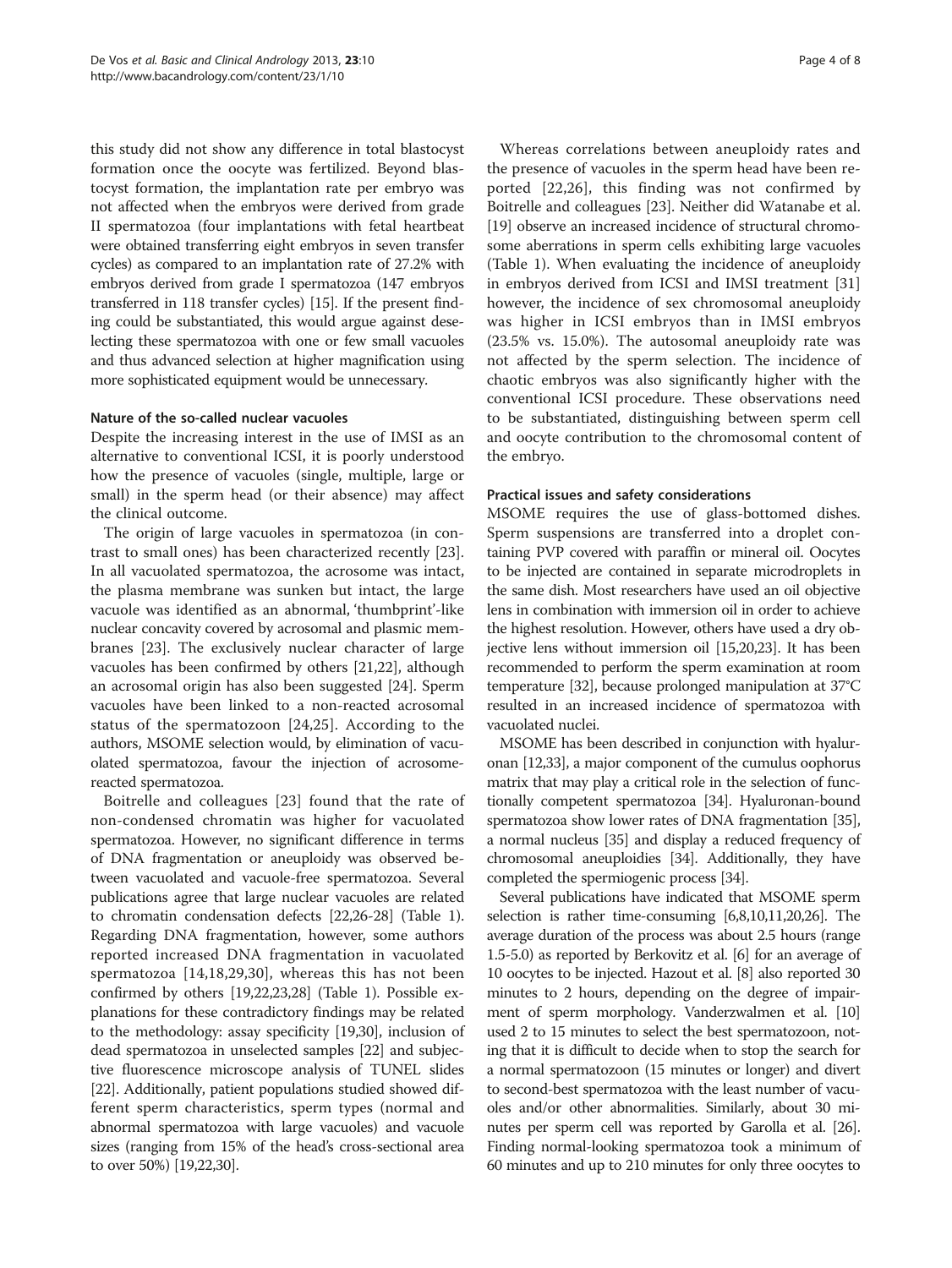this study did not show any difference in total blastocyst formation once the oocyte was fertilized. Beyond blastocyst formation, the implantation rate per embryo was not affected when the embryos were derived from grade II spermatozoa (four implantations with fetal heartbeat were obtained transferring eight embryos in seven transfer cycles) as compared to an implantation rate of 27.2% with embryos derived from grade I spermatozoa (147 embryos transferred in 118 transfer cycles) [15]. If the present finding could be substantiated, this would argue against deselecting these spermatozoa with one or few small vacuoles and thus advanced selection at higher magnification using more sophisticated equipment would be unnecessary.

### Nature of the so-called nuclear vacuoles

Despite the increasing interest in the use of IMSI as an alternative to conventional ICSI, it is poorly understood how the presence of vacuoles (single, multiple, large or small) in the sperm head (or their absence) may affect the clinical outcome.

The origin of large vacuoles in spermatozoa (in contrast to small ones) has been characterized recently [23]. In all vacuolated spermatozoa, the acrosome was intact, the plasma membrane was sunken but intact, the large vacuole was identified as an abnormal, 'thumbprint'-like nuclear concavity covered by acrosomal and plasmic membranes [23]. The exclusively nuclear character of large vacuoles has been confirmed by others [21,22], although an acrosomal origin has also been suggested [24]. Sperm vacuoles have been linked to a non-reacted acrosomal status of the spermatozoon [24,25]. According to the authors, MSOME selection would, by elimination of vacuolated spermatozoa, favour the injection of acrosome-reacted spermatozoa.

Boitrelle and colleagues [23] found that the rate of non-condensed chromatin was higher for vacuolated spermatozoa. However, no significant difference in terms of DNA fragmentation or aneuploidy was observed between vacuolated and vacuole-free spermatozoa. Several publications agree that large nuclear vacuoles are related to chromatin condensation defects [22,26-28] (Table 1). Regarding DNA fragmentation, however, some authors reported increased DNA fragmentation in vacuolated spermatozoa [14,18,29,30], whereas this has not been confirmed by others [19,22,23,28] (Table 1). Possible explanations for these contradictory findings may be related to the methodology: assay specificity [19,30], inclusion of dead spermatozoa in unselected samples [22] and subjective fluorescence microscope analysis of TUNEL slides [22]. Additionally, patient populations studied showed different sperm characteristics, sperm types (normal and abnormal spermatozoa with large vacuoles) and vacuole sizes (ranging from 15% of the head's cross-sectional area to over 50%) [19,22,30].

Whereas correlations between aneuploidy rates and the presence of vacuoles in the sperm head have been reported [22,26], this finding was not confirmed by Boitrelle and colleagues [23]. Neither did Watanabe et al. [19] observe an increased incidence of structural chromosome aberrations in sperm cells exhibiting large vacuoles (Table 1). When evaluating the incidence of aneuploidy in embryos derived from ICSI and IMSI treatment [31] however, the incidence of sex chromosomal aneuploidy was higher in ICSI embryos than in IMSI embryos (23.5% vs. 15.0%). The autosomal aneuploidy rate was not affected by the sperm selection. The incidence of chaotic embryos was also significantly higher with the conventional ICSI procedure. These observations need to be substantiated, distinguishing between sperm cell and oocyte contribution to the chromosomal content of the embryo.

### Practical issues and safety considerations

MSOME requires the use of glass-bottomed dishes. Sperm suspensions are transferred into a droplet containing PVP covered with paraffin or mineral oil. Oocytes to be injected are contained in separate microdroplets in the same dish. Most researchers have used an oil objective lens in combination with immersion oil in order to achieve the highest resolution. However, others have used a dry objective lens without immersion oil [15,20,23]. It has been recommended to perform the sperm examination at room temperature [32], because prolonged manipulation at 37°C resulted in an increased incidence of spermatozoa with vacuolated nuclei.

MSOME has been described in conjunction with hyaluronan [12,33], a major component of the cumulus oophorus matrix that may play a critical role in the selection of functionally competent spermatozoa [34]. Hyaluronan-bound spermatozoa show lower rates of DNA fragmentation [35], a normal nucleus [35] and display a reduced frequency of chromosomal aneuploidies [34]. Additionally, they have completed the spermiogenic process [34].

Several publications have indicated that MSOME sperm selection is rather time-consuming [6,8,10,11,20,26]. The average duration of the process was about 2.5 hours (range 1.5-5.0) as reported by Berkovitz et al. [6] for an average of 10 oocytes to be injected. Hazout et al. [8] also reported 30 minutes to 2 hours, depending on the degree of impairment of sperm morphology. Vanderzwalmen et al. [10] used 2 to 15 minutes to select the best spermatozoon, noting that it is difficult to decide when to stop the search for a normal spermatozoon (15 minutes or longer) and divert to second-best spermatozoa with the least number of vacuoles and/or other abnormalities. Similarly, about 30 minutes per sperm cell was reported by Garolla et al. [26]. Finding normal-looking spermatozoa took a minimum of 60 minutes and up to 210 minutes for only three oocytes to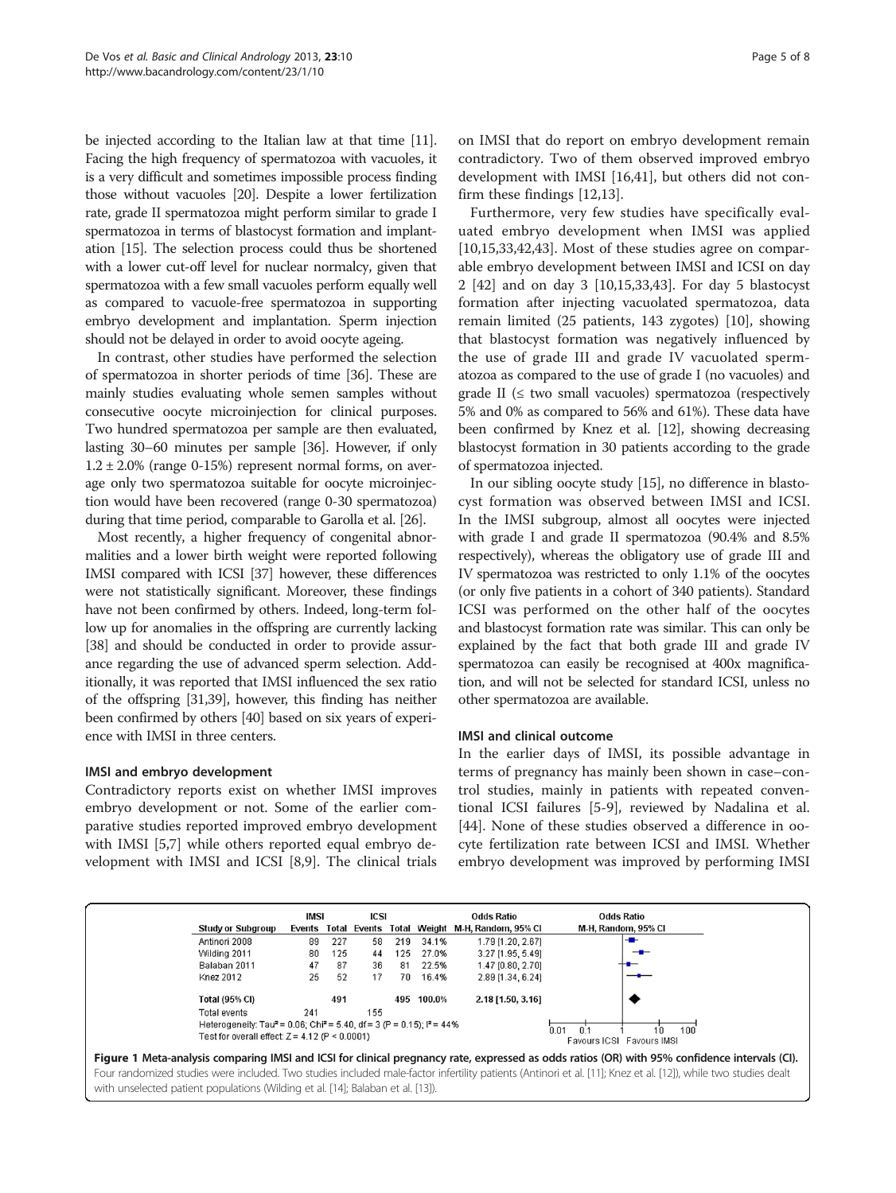be injected according to the Italian law at that time [11]. Facing the high frequency of spermatozoa with vacuoles, it is a very difficult and sometimes impossible process finding those without vacuoles [20]. Despite a lower fertilization rate, grade II spermatozoa might perform similar to grade I spermatozoa in terms of blastocyst formation and implantation [15]. The selection process could thus be shortened with a lower cut-off level for nuclear normalcy, given that spermatozoa with a few small vacuoles perform equally well as compared to vacuole-free spermatozoa in supporting embryo development and implantation. Sperm injection should not be delayed in order to avoid oocyte ageing.

In contrast, other studies have performed the selection of spermatozoa in shorter periods of time [36]. These are mainly studies evaluating whole semen samples without consecutive oocyte microinjection for clinical purposes. Two hundred spermatozoa per sample are then evaluated, lasting 30–60 minutes per sample [36]. However, if only $1.2 \pm 2.0\%$ (range 0-15%) represent normal forms, on average only two spermatozoa suitable for oocyte microinjection would have been recovered (range 0-30 spermatozoa) during that time period, comparable to Garolla et al. [26].

Most recently, a higher frequency of congenital abnormalities and a lower birth weight were reported following IMSI compared with ICSI [37] however, these differences were not statistically significant. Moreover, these findings have not been confirmed by others. Indeed, long-term follow up for anomalies in the offspring are currently lacking [38] and should be conducted in order to provide assurance regarding the use of advanced sperm selection. Additionally, it was reported that IMSI influenced the sex ratio of the offspring [31,39], however, this finding has neither been confirmed by others [40] based on six years of experience with IMSI in three centers.

### IMSI and embryo development

Contradictory reports exist on whether IMSI improves embryo development or not. Some of the earlier comparative studies reported improved embryo development with IMSI [5,7] while others reported equal embryo development with IMSI and ICSI [8,9]. The clinical trials on IMSI that do report on embryo development remain contradictory. Two of them observed improved embryo development with IMSI [16,41], but others did not confirm these findings [12,13].

Furthermore, very few studies have specifically evaluated embryo development when IMSI was applied [10,15,33,42,43]. Most of these studies agree on comparable embryo development between IMSI and ICSI on day 2 [42] and on day 3 [10,15,33,43]. For day 5 blastocyst formation after injecting vacuolated spermatozoa, data remain limited (25 patients, 143 zygotes) [10], showing that blastocyst formation was negatively influenced by the use of grade III and grade IV vacuolated spermatozoa as compared to the use of grade I (no vacuoles) and grade II (≤ two small vacuoles) spermatozoa (respectively 5% and 0% as compared to 56% and 61%). These data have been confirmed by Knez et al. [12], showing decreasing blastocyst formation in 30 patients according to the grade of spermatozoa injected.

In our sibling oocyte study [15], no difference in blastocyst formation was observed between IMSI and ICSI. In the IMSI subgroup, almost all oocytes were injected with grade I and grade II spermatozoa (90.4% and 8.5% respectively), whereas the obligatory use of grade III and IV spermatozoa was restricted to only 1.1% of the oocytes (or only five patients in a cohort of 340 patients). Standard ICSI was performed on the other half of the oocytes and blastocyst formation rate was similar. This can only be explained by the fact that both grade III and grade IV spermatozoa can easily be recognised at 400x magnification, and will not be selected for standard ICSI, unless no other spermatozoa are available.

### IMSI and clinical outcome

In the earlier days of IMSI, its possible advantage in terms of pregnancy has mainly been shown in case–control studies, mainly in patients with repeated conventional ICSI failures [5-9], reviewed by Nadalina et al. [44]. None of these studies observed a difference in oocyte fertilization rate between ICSI and IMSI. Whether embryo development was improved by performing IMSI

| Study or Subgroup | IMSI Events | IMSI Total | ICSI Events | ICSI Total | Weight | Odds Ratio M-H, Random, 95% CI |
|---|---|---|---|---|---|---|
| Antinori 2008 | 89 | 227 | 58 | 219 | 34.1% | 1.79 [1.20, 2.67] |
| Wilding 2011 | 80 | 125 | 44 | 125 | 27.0% | 3.27 [1.95, 5.49] |
| Balaban 2011 | 47 | 87 | 36 | 81 | 22.5% | 1.47 [0.80, 2.70] |
| Knez 2012 | 25 | 52 | 17 | 70 | 16.4% | 2.89 [1.34, 6.24] |
| **Total (95% CI)** | | 491 | | 495 | 100.0% | 2.18 [1.50, 3.16] |
| Total events | 241 | | 155 | | | |

Heterogeneity: $Tau^2 = 0.06$; $Chi^2 = 5.40$, $df = 3$ ($P = 0.15$); $I^2 = 44\%$
Test for overall effect: $Z = 4.12$ ($P < 0.0001$)

Favours ICSI | Favours IMSI

**Figure 1 Meta-analysis comparing IMSI and ICSI for clinical pregnancy rate, expressed as odds ratios (OR) with 95% confidence intervals (CI).** Four randomized studies were included. Two studies included male-factor infertility patients (Antinori et al. [11]; Knez et al. [12]), while two studies dealt with unselected patient populations (Wilding et al. [14]; Balaban et al. [13]).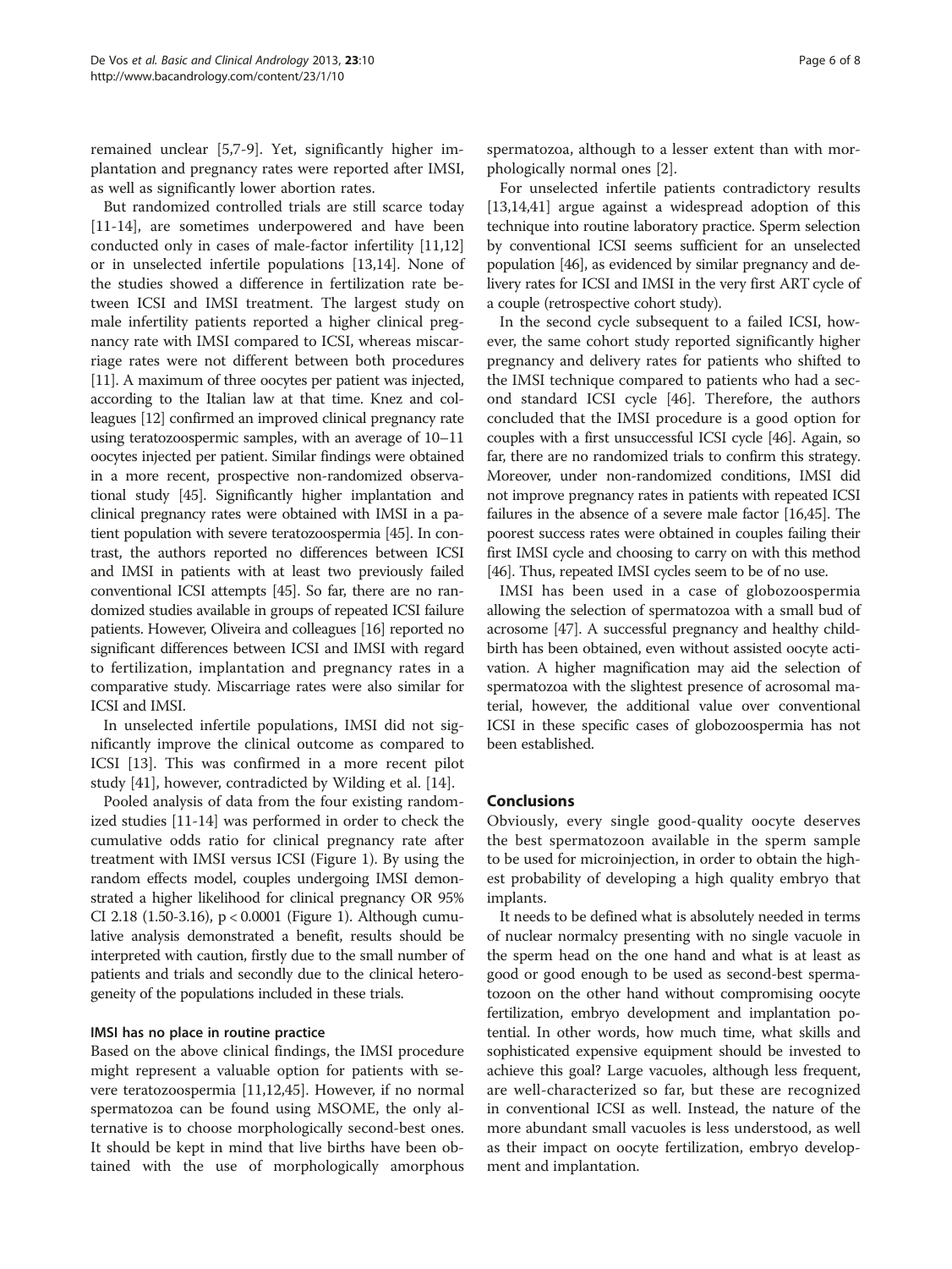remained unclear [5,7-9]. Yet, significantly higher implantation and pregnancy rates were reported after IMSI, as well as significantly lower abortion rates.

But randomized controlled trials are still scarce today [11-14], are sometimes underpowered and have been conducted only in cases of male-factor infertility [11,12] or in unselected infertile populations [13,14]. None of the studies showed a difference in fertilization rate between ICSI and IMSI treatment. The largest study on male infertility patients reported a higher clinical pregnancy rate with IMSI compared to ICSI, whereas miscarriage rates were not different between both procedures [11]. A maximum of three oocytes per patient was injected, according to the Italian law at that time. Knez and colleagues [12] confirmed an improved clinical pregnancy rate using teratozoospermic samples, with an average of 10–11 oocytes injected per patient. Similar findings were obtained in a more recent, prospective non-randomized observational study [45]. Significantly higher implantation and clinical pregnancy rates were obtained with IMSI in a patient population with severe teratozoospermia [45]. In contrast, the authors reported no differences between ICSI and IMSI in patients with at least two previously failed conventional ICSI attempts [45]. So far, there are no randomized studies available in groups of repeated ICSI failure patients. However, Oliveira and colleagues [16] reported no significant differences between ICSI and IMSI with regard to fertilization, implantation and pregnancy rates in a comparative study. Miscarriage rates were also similar for ICSI and IMSI.

In unselected infertile populations, IMSI did not significantly improve the clinical outcome as compared to ICSI [13]. This was confirmed in a more recent pilot study [41], however, contradicted by Wilding et al. [14].

Pooled analysis of data from the four existing randomized studies [11-14] was performed in order to check the cumulative odds ratio for clinical pregnancy rate after treatment with IMSI versus ICSI (Figure 1). By using the random effects model, couples undergoing IMSI demonstrated a higher likelihood for clinical pregnancy OR 95% CI 2.18 (1.50-3.16), $p < 0.0001$ (Figure 1). Although cumulative analysis demonstrated a benefit, results should be interpreted with caution, firstly due to the small number of patients and trials and secondly due to the clinical heterogeneity of the populations included in these trials.

#### IMSI has no place in routine practice

Based on the above clinical findings, the IMSI procedure might represent a valuable option for patients with severe teratozoospermia [11,12,45]. However, if no normal spermatozoa can be found using MSOME, the only alternative is to choose morphologically second-best ones. It should be kept in mind that live births have been obtained with the use of morphologically amorphous spermatozoa, although to a lesser extent than with morphologically normal ones [2].

For unselected infertile patients contradictory results [13,14,41] argue against a widespread adoption of this technique into routine laboratory practice. Sperm selection by conventional ICSI seems sufficient for an unselected population [46], as evidenced by similar pregnancy and delivery rates for ICSI and IMSI in the very first ART cycle of a couple (retrospective cohort study).

In the second cycle subsequent to a failed ICSI, however, the same cohort study reported significantly higher pregnancy and delivery rates for patients who shifted to the IMSI technique compared to patients who had a second standard ICSI cycle [46]. Therefore, the authors concluded that the IMSI procedure is a good option for couples with a first unsuccessful ICSI cycle [46]. Again, so far, there are no randomized trials to confirm this strategy. Moreover, under non-randomized conditions, IMSI did not improve pregnancy rates in patients with repeated ICSI failures in the absence of a severe male factor [16,45]. The poorest success rates were obtained in couples failing their first IMSI cycle and choosing to carry on with this method [46]. Thus, repeated IMSI cycles seem to be of no use.

IMSI has been used in a case of globozoospermia allowing the selection of spermatozoa with a small bud of acrosome [47]. A successful pregnancy and healthy childbirth has been obtained, even without assisted oocyte activation. A higher magnification may aid the selection of spermatozoa with the slightest presence of acrosomal material, however, the additional value over conventional ICSI in these specific cases of globozoospermia has not been established.

## Conclusions

Obviously, every single good-quality oocyte deserves the best spermatozoon available in the sperm sample to be used for microinjection, in order to obtain the highest probability of developing a high quality embryo that implants.

It needs to be defined what is absolutely needed in terms of nuclear normalcy presenting with no single vacuole in the sperm head on the one hand and what is at least as good or good enough to be used as second-best spermatozoon on the other hand without compromising oocyte fertilization, embryo development and implantation potential. In other words, how much time, what skills and sophisticated expensive equipment should be invested to achieve this goal? Large vacuoles, although less frequent, are well-characterized so far, but these are recognized in conventional ICSI as well. Instead, the nature of the more abundant small vacuoles is less understood, as well as their impact on oocyte fertilization, embryo development and implantation.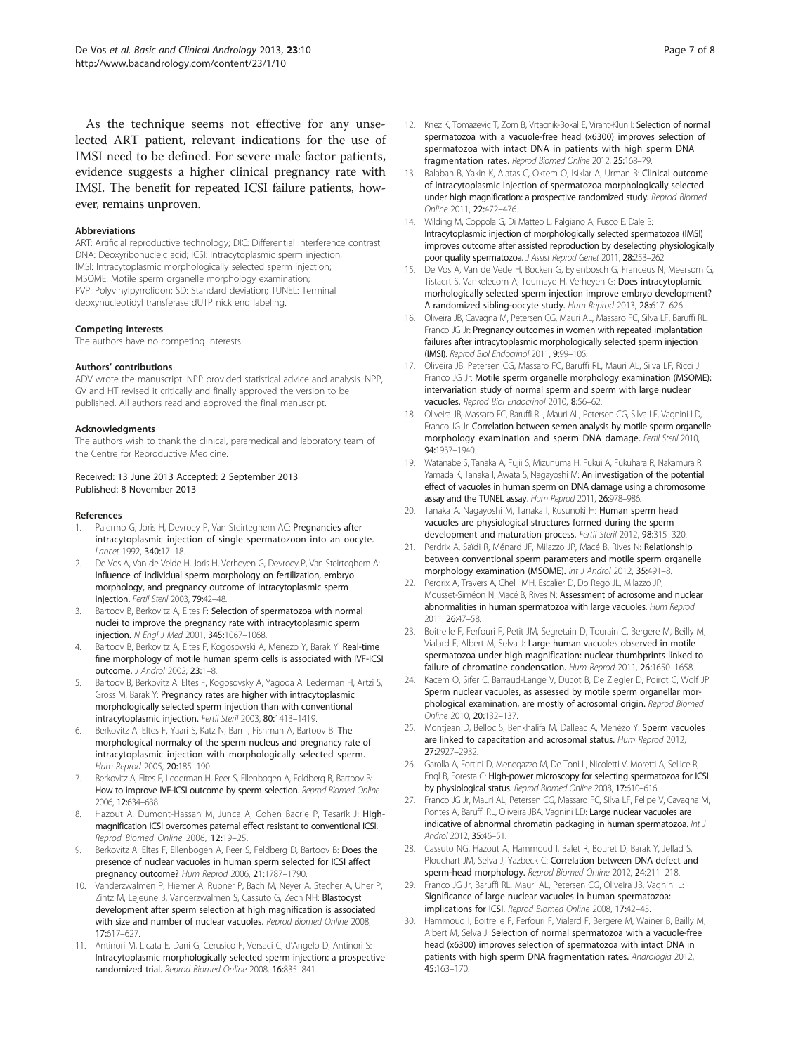As the technique seems not effective for any unselected ART patient, relevant indications for the use of IMSI need to be defined. For severe male factor patients, evidence suggests a higher clinical pregnancy rate with IMSI. The benefit for repeated ICSI failure patients, however, remains unproven.

#### Abbreviations

ART: Artificial reproductive technology; DIC: Differential interference contrast; DNA: Deoxyribonucleic acid; ICSI: Intracytoplasmic sperm injection; IMSI: Intracytoplasmic morphologically selected sperm injection; MSOME: Motile sperm organelle morphology examination; PVP: Polyvinylpyrrolidon; SD: Standard deviation; TUNEL: Terminal deoxynucleotidyl transferase dUTP nick end labeling.

#### Competing interests

The authors have no competing interests.

#### Authors' contributions

ADV wrote the manuscript. NPP provided statistical advice and analysis. NPP, GV and HT revised it critically and finally approved the version to be published. All authors read and approved the final manuscript.

#### Acknowledgments

The authors wish to thank the clinical, paramedical and laboratory team of the Centre for Reproductive Medicine.

Received: 13 June 2013 Accepted: 2 September 2013
Published: 8 November 2013

#### References

1. Palermo G, Joris H, Devroey P, Van Steirteghem AC: **Pregnancies after intracytoplasmic injection of single spermatozoon into an oocyte.** *Lancet* 1992, **340:**17–18.
2. De Vos A, Van de Velde H, Joris H, Verheyen G, Devroey P, Van Steirteghem A: **Influence of individual sperm morphology on fertilization, embryo morphology, and pregnancy outcome of intracytoplasmic sperm injection.** *Fertil Steril* 2003, **79:**42–48.
3. Bartoov B, Berkovitz A, Eltes F: **Selection of spermatozoa with normal nuclei to improve the pregnancy rate with intracytoplasmic sperm injection.** *N Engl J Med* 2001, **345:**1067–1068.
4. Bartoov B, Berkovitz A, Eltes F, Kogosowski A, Menezo Y, Barak Y: **Real-time fine morphology of motile human sperm cells is associated with IVF-ICSI outcome.** *J Androl* 2002, **23:**1–8.
5. Bartoov B, Berkovitz A, Eltes F, Kogosovsky A, Yagoda A, Lederman H, Artzi S, Gross M, Barak Y: **Pregnancy rates are higher with intracytoplasmic morphologically selected sperm injection than with conventional intracytoplasmic injection.** *Fertil Steril* 2003, **80:**1413–1419.
6. Berkovitz A, Eltes F, Yaari S, Katz N, Barr I, Fishman A, Bartoov B: **The morphological normalcy of the sperm nucleus and pregnancy rate of intracytoplasmic injection with morphologically selected sperm.** *Hum Reprod* 2005, **20:**185–190.
7. Berkovitz A, Eltes F, Lederman H, Peer S, Ellenbogen A, Feldberg B, Bartoov B: **How to improve IVF-ICSI outcome by sperm selection.** *Reprod Biomed Online* 2006, **12:**634–638.
8. Hazout A, Dumont-Hassan M, Junca A, Cohen Bacrie P, Tesarik J: **High-magnification ICSI overcomes paternal effect resistant to conventional ICSI.** *Reprod Biomed Online* 2006, **12:**19–25.
9. Berkovitz A, Eltes F, Ellenbogen A, Peer S, Feldberg D, Bartoov B: **Does the presence of nuclear vacuoles in human sperm selected for ICSI affect pregnancy outcome?** *Hum Reprod* 2006, **21:**1787–1790.
10. Vanderzwalmen P, Hiemer A, Rubner P, Bach M, Neyer A, Stecher A, Uher P, Zintz M, Lejeune B, Vanderzwalmen S, Cassuto G, Zech NH: **Blastocyst development after sperm selection at high magnification is associated with size and number of nuclear vacuoles.** *Reprod Biomed Online* 2008, **17:**617–627.
11. Antinori M, Licata E, Dani G, Cerusico F, Versaci C, d'Angelo D, Antinori S: **Intracytoplasmic morphologically selected sperm injection: a prospective randomized trial.** *Reprod Biomed Online* 2008, **16:**835–841.
12. Knez K, Tomazevic T, Zorn B, Vrtacnik-Bokal E, Virant-Klun I: **Selection of normal spermatozoa with a vacuole-free head (x6300) improves selection of spermatozoa with intact DNA in patients with high sperm DNA fragmentation rates.** *Reprod Biomed Online* 2012, **25:**168–79.
13. Balaban B, Yakin K, Alatas C, Oktem O, Isiklar A, Urman B: **Clinical outcome of intracytoplasmic injection of spermatozoa morphologically selected under high magnification: a prospective randomized study.** *Reprod Biomed Online* 2011, **22:**472–476.
14. Wilding M, Coppola G, Di Matteo L, Palgiano A, Fusco E, Dale B: **Intracytoplasmic injection of morphologically selected spermatozoa (IMSI) improves outcome after assisted reproduction by deselecting physiologically poor quality spermatozoa.** *J Assist Reprod Genet* 2011, **28:**253–262.
15. De Vos A, Van de Vede H, Bocken G, Eylenbosch G, Franceus N, Meersom G, Tistaert S, Vankelecom A, Tournaye H, Verheyen G: **Does intracytoplamic morholologically selected sperm injection improve embryo development? A randomized sibling-oocyte study.** *Hum Reprod* 2013, **28:**617–626.
16. Oliveira JB, Cavagna M, Petersen CG, Mauri AL, Massaro FC, Silva LF, Baruffi RL, Franco JG Jr: **Pregnancy outcomes in women with repeated implantation failures after intracytoplasmic morphologically selected sperm injection (IMSI).** *Reprod Biol Endocrinol* 2011, **9:**99–105.
17. Oliveira JB, Petersen CG, Massaro FC, Baruffi RL, Mauri AL, Silva LF, Ricci J, Franco JG Jr: **Motile sperm organelle morphology examination (MSOME): intervariation study of normal sperm and sperm with large nuclear vacuoles.** *Reprod Biol Endocrinol* 2010, **8:**56–62.
18. Oliveira JB, Massaro FC, Baruffi RL, Mauri AL, Petersen CG, Silva LF, Vagnini LD, Franco JG Jr: **Correlation between semen analysis by motile sperm organelle morphology examination and sperm DNA damage.** *Fertil Steril* 2010, **94:**1937–1940.
19. Watanabe S, Tanaka A, Fujii S, Mizunuma H, Fukui A, Fukuhara R, Nakamura R, Yamada K, Tanaka I, Awata S, Nagayoshi M: **An investigation of the potential effect of vacuoles in human sperm on DNA damage using a chromosome assay and the TUNEL assay.** *Hum Reprod* 2011, **26:**978–986.
20. Tanaka A, Nagayoshi M, Tanaka I, Kusunoki H: **Human sperm head vacuoles are physiological structures formed during the sperm development and maturation process.** *Fertil Steril* 2012, **98:**315–320.
21. Perdrix A, Saïdi R, Ménard JF, Milazzo JP, Macé B, Rives N: **Relationship between conventional sperm parameters and motile sperm organelle morphology examination (MSOME).** *Int J Androl* 2012, **35:**491–8.
22. Perdrix A, Travers A, Chelli MH, Escalier D, Do Rego JL, Milazzo JP, Mousset-Siméon N, Macé B, Rives N: **Assessment of acrosome and nuclear abnormalities in human spermatozoa with large vacuoles.** *Hum Reprod* 2011, **26:**47–58.
23. Boitrelle F, Ferfouri F, Petit JM, Segretain D, Tourain C, Bergere M, Beilly M, Vialard F, Albert M, Selva J: **Large human vacuoles observed in motile spermatozoa under high magnification: nuclear thumbprints linked to failure of chromatine condensation.** *Hum Reprod* 2011, **26:**1650–1658.
24. Kacem O, Sifer C, Barraud-Lange V, Ducot B, De Ziegler D, Poirot C, Wolf JP: **Sperm nuclear vacuoles, as assessed by motile sperm organellar morphological examination, are mostly of acrosomal origin.** *Reprod Biomed Online* 2010, **20:**132–137.
25. Montjean D, Belloc S, Benkhalifa M, Dalleac A, Ménézo Y: **Sperm vacuoles are linked to capacitation and acrosomal status.** *Hum Reprod* 2012, **27:**2927–2932.
26. Garolla A, Fortini D, Menegazzo M, De Toni L, Nicoletti V, Moretti A, Sellice R, Engl B, Foresta C: **High-power microscopy for selecting spermatozoa for ICSI by physiological status.** *Reprod Biomed Online* 2008, **17:**610–616.
27. Franco JG Jr, Mauri AL, Petersen CG, Massaro FC, Silva LF, Felipe V, Cavagna M, Pontes A, Baruffi RL, Oliveira JBA, Vagnini LD: **Large nuclear vacuoles are indicative of abnormal chromatin packaging in human spermatozoa.** *Int J Androl* 2012, **35:**46–51.
28. Cassuto NG, Hazout A, Hammoud I, Balet R, Bouret D, Barak Y, Jellad S, Plouchart JM, Selva J, Yazbeck C: **Correlation between DNA defect and sperm-head morphology.** *Reprod Biomed Online* 2012, **24:**211–218.
29. Franco JG Jr, Baruffi RL, Mauri AL, Petersen CG, Oliveira JB, Vagnini L: **Significance of large nuclear vacuoles in human spermatozoa: implications for ICSI.** *Reprod Biomed Online* 2008, **17:**42–45.
30. Hammoud I, Boitrelle F, Ferfouri F, Vialard F, Bergere M, Wainer B, Bailly M, Albert M, Selva J: **Selection of normal spermatozoa with a vacuole-free head (x6300) improves selection of spermatozoa with intact DNA in patients with high sperm DNA fragmentation rates.** *Andrologia* 2012, **45:**163–170.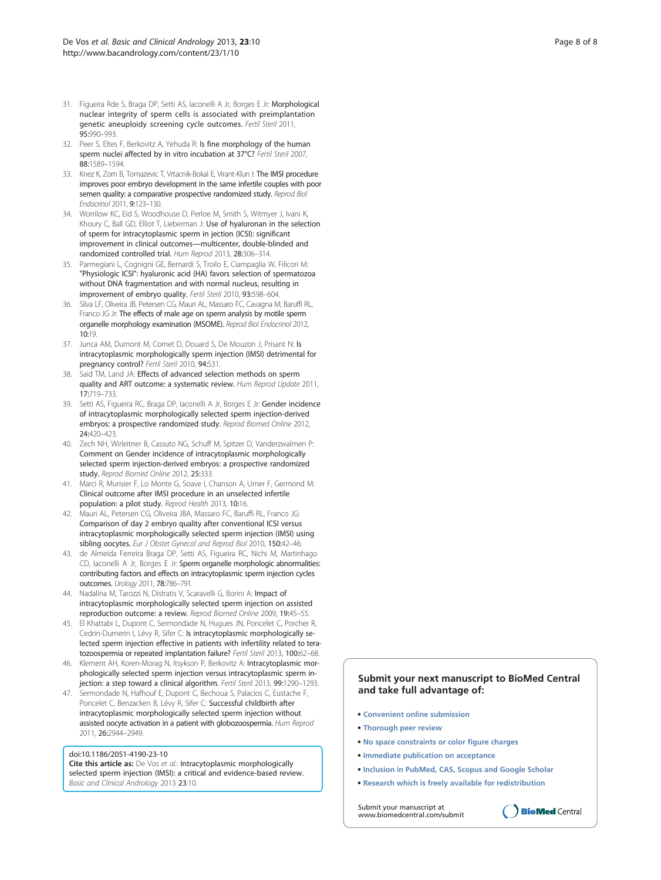31. Figueira Rde S, Braga DP, Setti AS, Iaconelli A Jr, Borges E Jr: **Morphological nuclear integrity of sperm cells is associated with preimplantation genetic aneuploidy screening cycle outcomes.** *Fertil Steril* 2011, **95:**990–993.
32. Peer S, Eltes F, Berkovitz A, Yehuda R: **Is fine morphology of the human sperm nuclei affected by in vitro incubation at 37°C?** *Fertil Steril* 2007, **88:**1589–1594.
33. Knez K, Zorn B, Tomazevic T, Vrtacnik-Bokal E, Virant-Klun I: **The IMSI procedure improves poor embryo development in the same infertile couples with poor semen quality: a comparative prospective randomized study.** *Reprod Biol Endocrinol* 2011, **9:**123–130.
34. Worrilow KC, Eid S, Woodhouse D, Perloe M, Smith S, Witmyer J, Ivani K, Khoury C, Ball GD, Elliot T, Lieberman J: **Use of hyaluronan in the selection of sperm for intracytoplasmic sperm in jection (ICSI): significant improvement in clinical outcomes—multicenter, double-blinded and randomized controlled trial.** *Hum Reprod* 2013, **28:**306–314.
35. Parmegiani L, Cognigni GE, Bernardi S, Troilo E, Ciampaglia W, Filicori M: **"Physiologic ICSI": hyaluronic acid (HA) favors selection of spermatozoa without DNA fragmentation and with normal nucleus, resulting in improvement of embryo quality.** *Fertil Steril* 2010, **93:**598–604.
36. Silva LF, Oliveira JB, Petersen CG, Mauri AL, Massaro FC, Cavagna M, Baruffi RL, Franco JG Jr: **The effects of male age on sperm analysis by motile sperm organelle morphology examination (MSOME).** *Reprod Biol Endocrinol* 2012, **10:**19.
37. Junca AM, Dumont M, Cornet D, Douard S, De Mouzon J, Prisant N: **Is intracytoplasmic morphologically sperm injection (IMSI) detrimental for pregnancy control?** *Fertil Steril* 2010, **94:**S31.
38. Said TM, Land JA: **Effects of advanced selection methods on sperm quality and ART outcome: a systematic review.** *Hum Reprod Update* 2011, **17:**719–733.
39. Setti AS, Figueira RC, Braga DP, Iaconelli A Jr, Borges E Jr: **Gender incidence of intracytoplasmic morphologically selected sperm injection-derived embryos: a prospective randomized study.** *Reprod Biomed Online* 2012, **24:**420–423.
40. Zech NH, Wirleitner B, Cassuto NG, Schuff M, Spitzer D, Vanderzwalmen P: **Comment on Gender incidence of intracytoplasmic morphologically selected sperm injection-derived embryos: a prospective randomized study.** *Reprod Biomed Online* 2012, **25:**333.
41. Marci R, Murisier F, Lo Monte G, Soave I, Chanson A, Urner F, Germond M: **Clinical outcome after IMSI procedure in an unselected infertile population: a pilot study.** *Reprod Health* 2013, **10:**16.
42. Mauri AL, Petersen CG, Oliveira JBA, Massaro FC, Baruffi RL, Franco JG: **Comparison of day 2 embryo quality after conventional ICSI versus intracytoplasmic morphologically selected sperm injection (IMSI) using sibling oocytes.** *Eur J Obstet Gynecol and Reprod Biol* 2010, **150:**42–46.
43. de Almeida Ferreira Braga DP, Setti AS, Figueira RC, Nichi M, Martinhago CD, Iaconelli A Jr, Borges E Jr: **Sperm organelle morphologic abnormalities: contributing factors and effects on intracytoplasmic sperm injection cycles outcomes.** *Urology* 2011, **78:**786–791.
44. Nadalina M, Tarozzi N, Distratis V, Scaravelli G, Borini A: **Impact of intracytoplasmic morphologically selected sperm injection on assisted reproduction outcome: a review.** *Reprod Biomed Online* 2009, **19:**45–55.
45. El Khattabi L, Dupont C, Sermondade N, Hugues JN, Poncelet C, Porcher R, Cedrin-Durnerin I, Lévy R, Sifer C: **Is intracytoplasmic morphologically selected sperm injection effective in patients with infertility related to teratozoospermia or repeated implantation failure?** *Fertil Steril* 2013, **100:**62–68.
46. Klement AH, Koren-Morag N, Itsykson P, Berkovitz A: **Intracytoplasmic morphologically selected sperm injection versus intracytoplasmic sperm injection: a step toward a clinical algorithm.** *Fertil Steril* 2013, **99:**1290–1293.
47. Sermondade N, Hafhouf E, Dupont C, Bechoua S, Palacios C, Eustache F, Poncelet C, Benzacken B, Lévy R, Sifer C: **Successful childbirth after intracytoplasmic morphologically selected sperm injection without assisted oocyte activation in a patient with globozoospermia.** *Hum Reprod* 2011, **26:**2944–2949.

doi:10.1186/2051-4190-23-10

**Cite this article as:** De Vos *et al.*: Intracytoplasmic morphologically selected sperm injection (IMSI): a critical and evidence-based review. *Basic and Clinical Andrology* 2013 **23**:10.

**Submit your next manuscript to BioMed Central and take full advantage of:**

- **Convenient online submission**
- **Thorough peer review**
- **No space constraints or color figure charges**
- **Immediate publication on acceptance**
- **Inclusion in PubMed, CAS, Scopus and Google Scholar**
- **Research which is freely available for redistribution**

Submit your manuscript at
www.biomedcentral.com/submit

BioMed Central